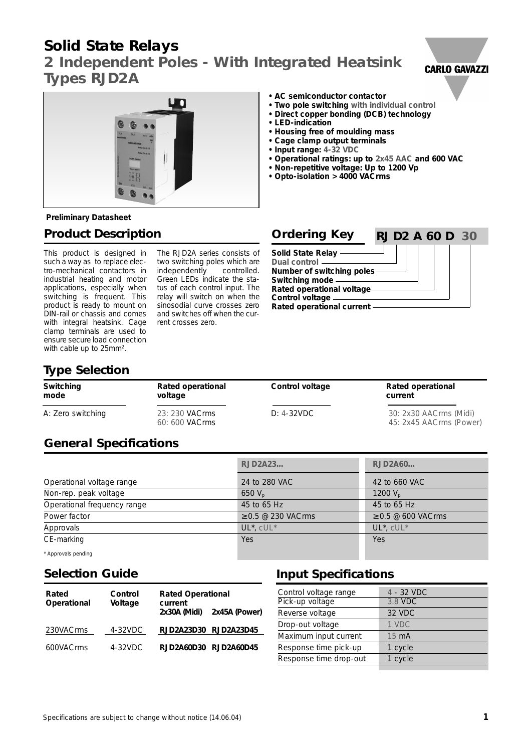# Solid State Relays

## 2 Independent Poles - With Integrated Heatsink

## Types RJD2A

- AC semiconductor contactor
- Two pole switching with individual control
- Direct copper bonding (DCB) technology
- LED-indication
- Housing free of moulding mass
- Cage clamp output terminals
- Input range: 4-32 VDC
- Operational ratings: up to 2x45 AAC and 600 VAC
- Non-repetitive voltage: Up to 1200 Vp
- Opto-isolation > 4000 VACrms

**Preliminary Datasheet**

## Product Description

This product is designed in such a way as to replace electro-mechanical contactors in industrial heating and motor applications, especially when switching is frequent. This product is ready to mount on DIN-rail or chassis and comes with integral heatsink. Cage clamp terminals are used to ensure secure load connection with cable up to 25mm$^2$.

The RJD2A series consists of two switching poles which are independently controlled. Green LEDs indicate the status of each control input. The relay will switch on when the sinosodial curve crosses zero and switches off when the current crosses zero.

## Ordering Key

**RJ D2 A 60 D 30**

- Solid State Relay
- Dual control
- Number of switching poles
- Switching mode
- Rated operational voltage
- Control voltage
- Rated operational current

## Type Selection

| Switching mode | Rated operational voltage | Control voltage | Rated operational current |
|---|---|---|---|
| A: Zero switching | 23: 230 VACrms<br>60: 600 VACrms | D: 4-32VDC | 30: 2x30 AACrms (Midi)<br>45: 2x45 AACrms (Power) |

## General Specifications

| | RJD2A23... | RJD2A60... |
|---|---|---|
| Operational voltage range | 24 to 280 VAC | 42 to 660 VAC |
| Non-rep. peak voltage | 650 $V_p$ | 1200 $V_p$ |
| Operational frequency range | 45 to 65 Hz | 45 to 65 Hz |
| Power factor | ≥ 0.5 @ 230 VACrms | ≥ 0.5 @ 600 VACrms |
| Approvals | UL*, cUL* | UL*, cUL* |
| CE-marking | Yes | Yes |

\* Approvals pending

## Selection Guide

| Rated Operational | Control Voltage | Rated Operational current 2x30A (Midi) | 2x45A (Power) |
|---|---|---|---|
| 230VACrms | 4-32VDC | RJD2A23D30 | RJD2A23D45 |
| 600VACrms | 4-32VDC | RJD2A60D30 | RJD2A60D45 |

## Input Specifications

| | |
|---|---|
| Control voltage range | 4 - 32 VDC |
| Pick-up voltage | 3.8 VDC |
| Reverse voltage | 32 VDC |
| Drop-out voltage | 1 VDC |
| Maximum input current | 15 mA |
| Response time pick-up | 1 cycle |
| Response time drop-out | 1 cycle |

Specifications are subject to change without notice (14.06.04)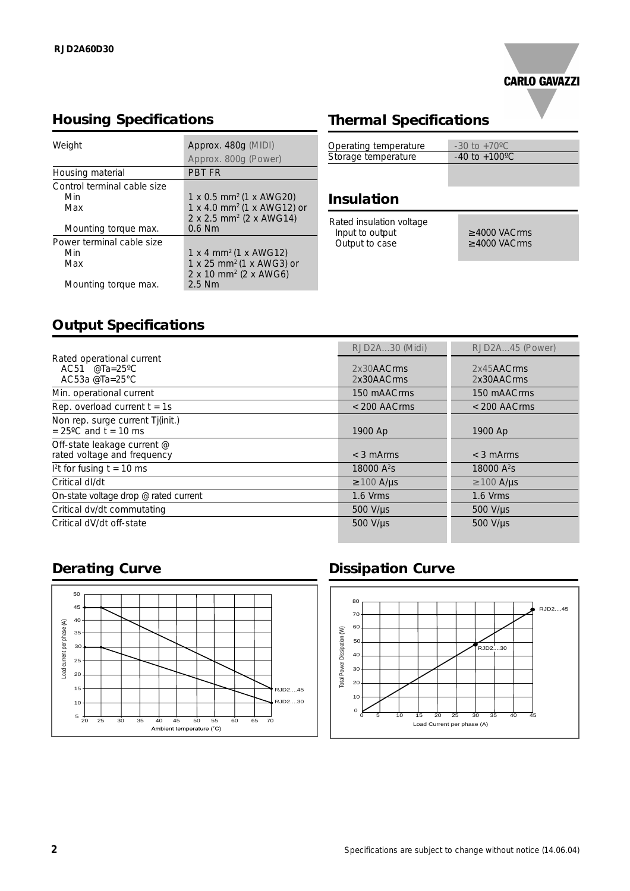## Housing Specifications

| | |
|---|---|
| Weight | Approx. 480g (MIDI)<br>Approx. 800g (Power) |
| Housing material | PBT FR |
| Control terminal cable size<br>Min<br>Max<br><br>Mounting torque max. | <br>1 x 0.5 mm² (1 x AWG20)<br>1 x 4.0 mm² (1 x AWG12) or<br>2 x 2.5 mm² (2 x AWG14)<br>0.6 Nm |
| Power terminal cable size<br>Min<br>Max<br><br>Mounting torque max. | <br>1 x 4 mm² (1 x AWG12)<br>1 x 25 mm² (1 x AWG3) or<br>2 x 10 mm² (2 x AWG6)<br>2.5 Nm |

## Thermal Specifications

| | |
|---|---|
| Operating temperature | -30 to +70ºC |
| Storage temperature | -40 to +100ºC |

## Insulation

| | |
|---|---|
| Rated insulation voltage<br>Input to output<br>Output to case | <br>≥4000 VACrms<br>≥4000 VACrms |

## Output Specifications

| | RJD2A...30 (Midi) | RJD2A...45 (Power) |
|---|---|---|
| Rated operational current<br>AC51 @Ta=25ºC<br>AC53a @Ta=25°C | <br>2x30AACrms<br>2x30AACrms | <br>2x45AACrms<br>2x30AACrms |
| Min. operational current | 150 mAACrms | 150 mAACrms |
| Rep. overload current t = 1s | < 200 AACrms | < 200 AACrms |
| Non rep. surge current Tj(init.)<br>= 25ºC and t = 10 ms | 1900 Ap | 1900 Ap |
| Off-state leakage current @<br>rated voltage and frequency | < 3 mArms | < 3 mArms |
| I²t for fusing t = 10 ms | 18000 A²s | 18000 A²s |
| Critical dI/dt | ≥100 A/µs | ≥100 A/µs |
| On-state voltage drop @ rated current | 1.6 Vrms | 1.6 Vrms |
| Critical dv/dt commutating | 500 V/µs | 500 V/µs |
| Critical dV/dt off-state | 500 V/µs | 500 V/µs |

## Derating Curve

Load current per phase (A)

50
45
40
35
30
25
20
15
10
5

20 25 30 35 40 45 50 55 60 65 70

Ambient temperature (˚C)

RJD2....45

RJD2....30

## Dissipation Curve

Total Power Dissipation (W)

80
70
60
50
40
30
20
10
0

0 5 10 15 20 25 30 35 40 45

Load Current per phase (A)

RJD2....45

RJD2....30